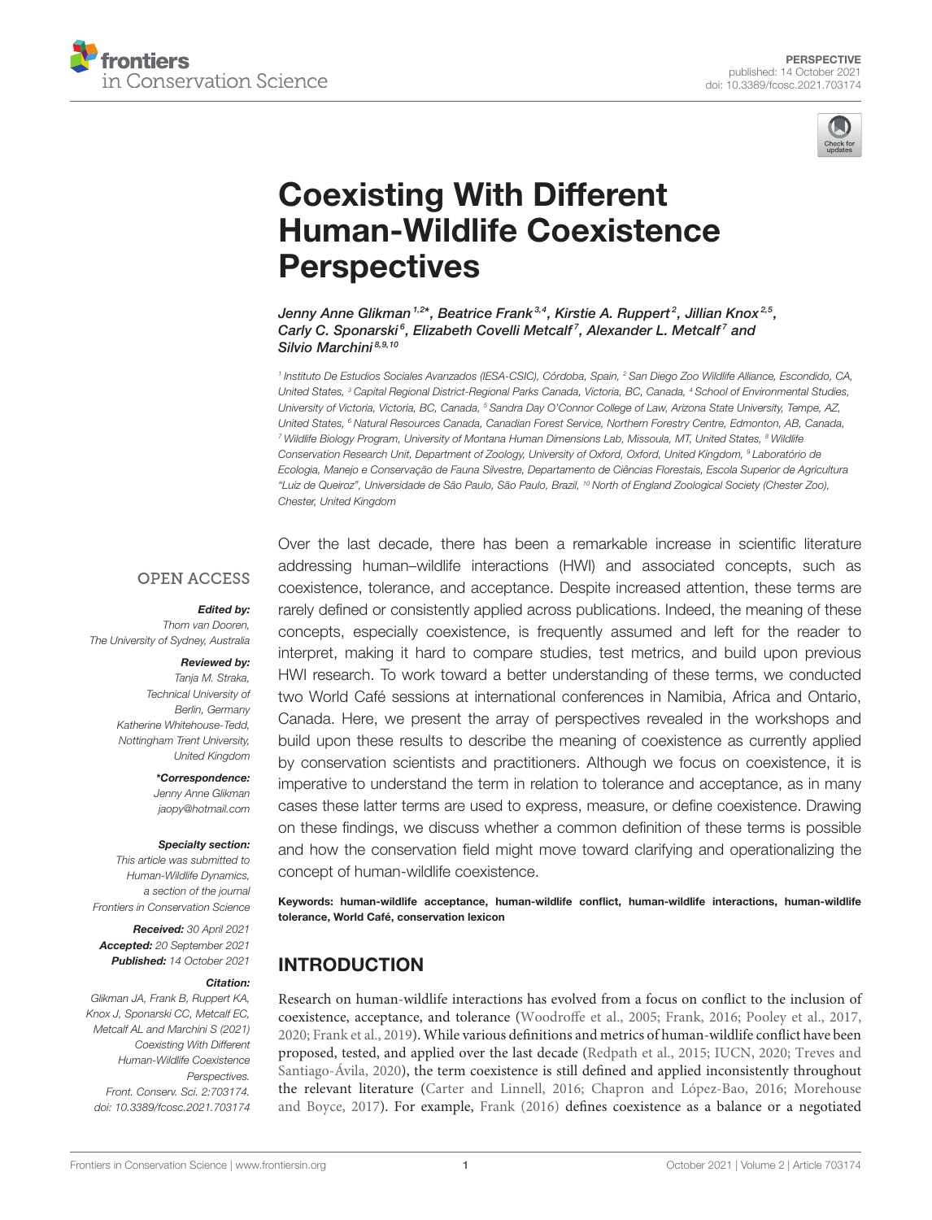PERSPECTIVE
published: 14 October 2021
doi: 10.3389/fcosc.2021.703174

# Coexisting With Different Human-Wildlife Coexistence Perspectives

*Jenny Anne Glikman[1,2*], Beatrice Frank[3,4], Kirstie A. Ruppert[2], Jillian Knox[2,5], Carly C. Sponarski[6], Elizabeth Covelli Metcalf[7], Alexander L. Metcalf[7] and Silvio Marchini[8,9,10]*

[1] Instituto De Estudios Sociales Avanzados (IESA-CSIC), Córdoba, Spain, [2] San Diego Zoo Wildlife Alliance, Escondido, CA, United States, [3] Capital Regional District-Regional Parks Canada, Victoria, BC, Canada, [4] School of Environmental Studies, University of Victoria, Victoria, BC, Canada, [5] Sandra Day O'Connor College of Law, Arizona State University, Tempe, AZ, United States, [6] Natural Resources Canada, Canadian Forest Service, Northern Forestry Centre, Edmonton, AB, Canada, [7] Wildlife Biology Program, University of Montana Human Dimensions Lab, Missoula, MT, United States, [8] Wildlife Conservation Research Unit, Department of Zoology, University of Oxford, Oxford, United Kingdom, [9] Laboratório de Ecologia, Manejo e Conservação de Fauna Silvestre, Departamento de Ciências Florestais, Escola Superior de Agricultura "Luiz de Queiroz", Universidade de São Paulo, São Paulo, Brazil, [10] North of England Zoological Society (Chester Zoo), Chester, United Kingdom

OPEN ACCESS

***Edited by:***
Thom van Dooren,
The University of Sydney, Australia

***Reviewed by:***
Tanja M. Straka,
Technical University of Berlin, Germany
Katherine Whitehouse-Tedd,
Nottingham Trent University, United Kingdom

***\*Correspondence:***
Jenny Anne Glikman
jaopy@hotmail.com

***Specialty section:***
This article was submitted to Human-Wildlife Dynamics, a section of the journal Frontiers in Conservation Science

***Received:*** 30 April 2021
***Accepted:*** 20 September 2021
***Published:*** 14 October 2021

***Citation:***
Glikman JA, Frank B, Ruppert KA, Knox J, Sponarski CC, Metcalf EC, Metcalf AL and Marchini S (2021) Coexisting With Different Human-Wildlife Coexistence Perspectives. Front. Conserv. Sci. 2:703174. doi: 10.3389/fcosc.2021.703174

Over the last decade, there has been a remarkable increase in scientific literature addressing human–wildlife interactions (HWI) and associated concepts, such as coexistence, tolerance, and acceptance. Despite increased attention, these terms are rarely defined or consistently applied across publications. Indeed, the meaning of these concepts, especially coexistence, is frequently assumed and left for the reader to interpret, making it hard to compare studies, test metrics, and build upon previous HWI research. To work toward a better understanding of these terms, we conducted two World Café sessions at international conferences in Namibia, Africa and Ontario, Canada. Here, we present the array of perspectives revealed in the workshops and build upon these results to describe the meaning of coexistence as currently applied by conservation scientists and practitioners. Although we focus on coexistence, it is imperative to understand the term in relation to tolerance and acceptance, as in many cases these latter terms are used to express, measure, or define coexistence. Drawing on these findings, we discuss whether a common definition of these terms is possible and how the conservation field might move toward clarifying and operationalizing the concept of human-wildlife coexistence.

**Keywords: human-wildlife acceptance, human-wildlife conflict, human-wildlife interactions, human-wildlife tolerance, World Café, conservation lexicon**

## INTRODUCTION

Research on human-wildlife interactions has evolved from a focus on conflict to the inclusion of coexistence, acceptance, and tolerance (Woodroffe et al., 2005; Frank, 2016; Pooley et al., 2017, 2020; Frank et al., 2019). While various definitions and metrics of human-wildlife conflict have been proposed, tested, and applied over the last decade (Redpath et al., 2015; IUCN, 2020; Treves and Santiago-Ávila, 2020), the term coexistence is still defined and applied inconsistently throughout the relevant literature (Carter and Linnell, 2016; Chapron and López-Bao, 2016; Morehouse and Boyce, 2017). For example, Frank (2016) defines coexistence as a balance or a negotiated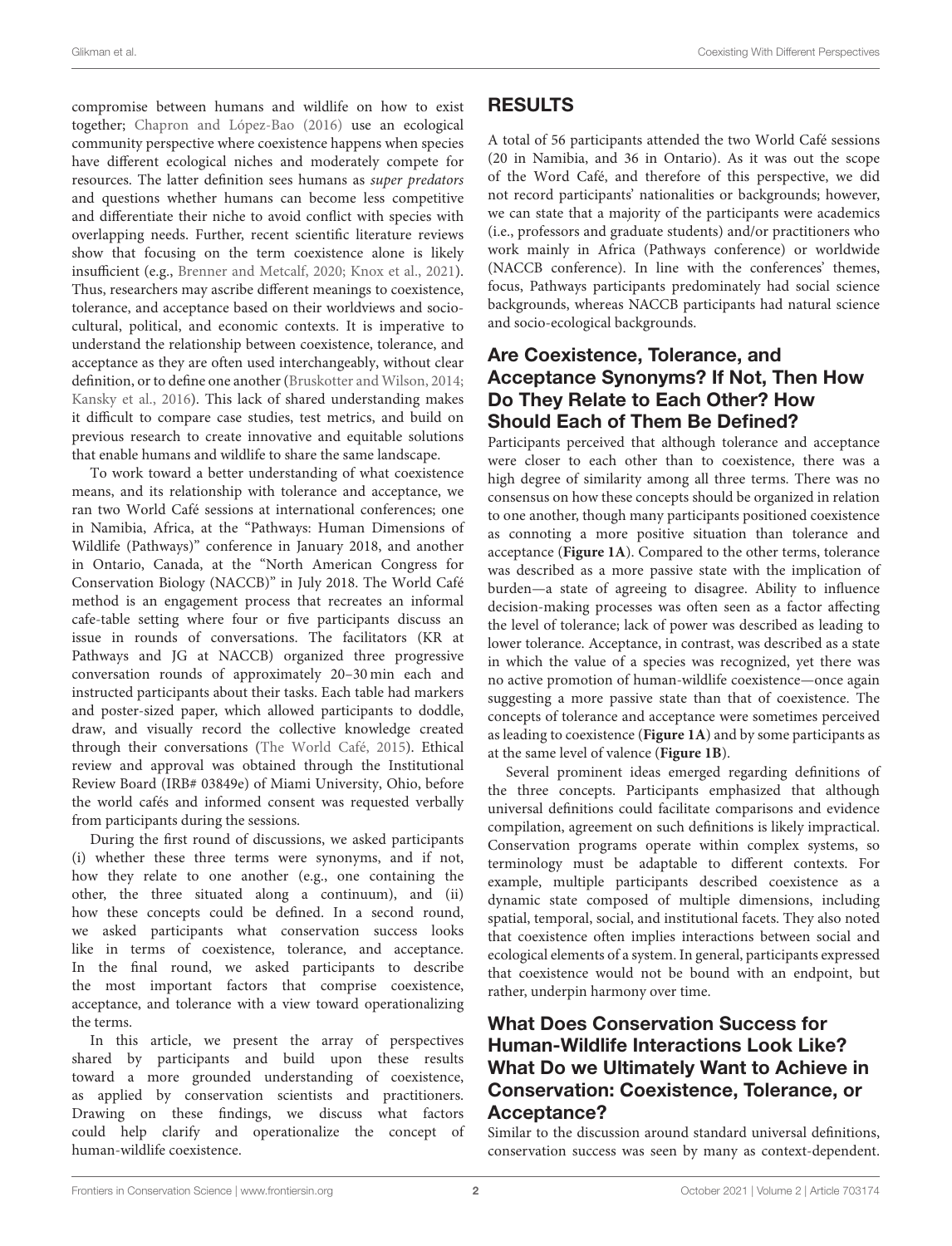compromise between humans and wildlife on how to exist together; Chapron and López-Bao (2016) use an ecological community perspective where coexistence happens when species have different ecological niches and moderately compete for resources. The latter definition sees humans as *super predators* and questions whether humans can become less competitive and differentiate their niche to avoid conflict with species with overlapping needs. Further, recent scientific literature reviews show that focusing on the term coexistence alone is likely insufficient (e.g., Brenner and Metcalf, 2020; Knox et al., 2021). Thus, researchers may ascribe different meanings to coexistence, tolerance, and acceptance based on their worldviews and socio-cultural, political, and economic contexts. It is imperative to understand the relationship between coexistence, tolerance, and acceptance as they are often used interchangeably, without clear definition, or to define one another (Bruskotter and Wilson, 2014; Kansky et al., 2016). This lack of shared understanding makes it difficult to compare case studies, test metrics, and build on previous research to create innovative and equitable solutions that enable humans and wildlife to share the same landscape.

To work toward a better understanding of what coexistence means, and its relationship with tolerance and acceptance, we ran two World Café sessions at international conferences; one in Namibia, Africa, at the "Pathways: Human Dimensions of Wildlife (Pathways)" conference in January 2018, and another in Ontario, Canada, at the "North American Congress for Conservation Biology (NACCB)" in July 2018. The World Café method is an engagement process that recreates an informal cafe-table setting where four or five participants discuss an issue in rounds of conversations. The facilitators (KR at Pathways and JG at NACCB) organized three progressive conversation rounds of approximately 20–30 min each and instructed participants about their tasks. Each table had markers and poster-sized paper, which allowed participants to doddle, draw, and visually record the collective knowledge created through their conversations (The World Café, 2015). Ethical review and approval was obtained through the Institutional Review Board (IRB# 03849e) of Miami University, Ohio, before the world cafés and informed consent was requested verbally from participants during the sessions.

During the first round of discussions, we asked participants (i) whether these three terms were synonyms, and if not, how they relate to one another (e.g., one containing the other, the three situated along a continuum), and (ii) how these concepts could be defined. In a second round, we asked participants what conservation success looks like in terms of coexistence, tolerance, and acceptance. In the final round, we asked participants to describe the most important factors that comprise coexistence, acceptance, and tolerance with a view toward operationalizing the terms.

In this article, we present the array of perspectives shared by participants and build upon these results toward a more grounded understanding of coexistence, as applied by conservation scientists and practitioners. Drawing on these findings, we discuss what factors could help clarify and operationalize the concept of human-wildlife coexistence.

## RESULTS

A total of 56 participants attended the two World Café sessions (20 in Namibia, and 36 in Ontario). As it was out the scope of the Word Café, and therefore of this perspective, we did not record participants' nationalities or backgrounds; however, we can state that a majority of the participants were academics (i.e., professors and graduate students) and/or practitioners who work mainly in Africa (Pathways conference) or worldwide (NACCB conference). In line with the conferences' themes, focus, Pathways participants predominately had social science backgrounds, whereas NACCB participants had natural science and socio-ecological backgrounds.

### Are Coexistence, Tolerance, and Acceptance Synonyms? If Not, Then How Do They Relate to Each Other? How Should Each of Them Be Defined?

Participants perceived that although tolerance and acceptance were closer to each other than to coexistence, there was a high degree of similarity among all three terms. There was no consensus on how these concepts should be organized in relation to one another, though many participants positioned coexistence as connoting a more positive situation than tolerance and acceptance (**Figure 1A**). Compared to the other terms, tolerance was described as a more passive state with the implication of burden—a state of agreeing to disagree. Ability to influence decision-making processes was often seen as a factor affecting the level of tolerance; lack of power was described as leading to lower tolerance. Acceptance, in contrast, was described as a state in which the value of a species was recognized, yet there was no active promotion of human-wildlife coexistence—once again suggesting a more passive state than that of coexistence. The concepts of tolerance and acceptance were sometimes perceived as leading to coexistence (**Figure 1A**) and by some participants as at the same level of valence (**Figure 1B**).

Several prominent ideas emerged regarding definitions of the three concepts. Participants emphasized that although universal definitions could facilitate comparisons and evidence compilation, agreement on such definitions is likely impractical. Conservation programs operate within complex systems, so terminology must be adaptable to different contexts. For example, multiple participants described coexistence as a dynamic state composed of multiple dimensions, including spatial, temporal, social, and institutional facets. They also noted that coexistence often implies interactions between social and ecological elements of a system. In general, participants expressed that coexistence would not be bound with an endpoint, but rather, underpin harmony over time.

### What Does Conservation Success for Human-Wildlife Interactions Look Like? What Do we Ultimately Want to Achieve in Conservation: Coexistence, Tolerance, or Acceptance?

Similar to the discussion around standard universal definitions, conservation success was seen by many as context-dependent.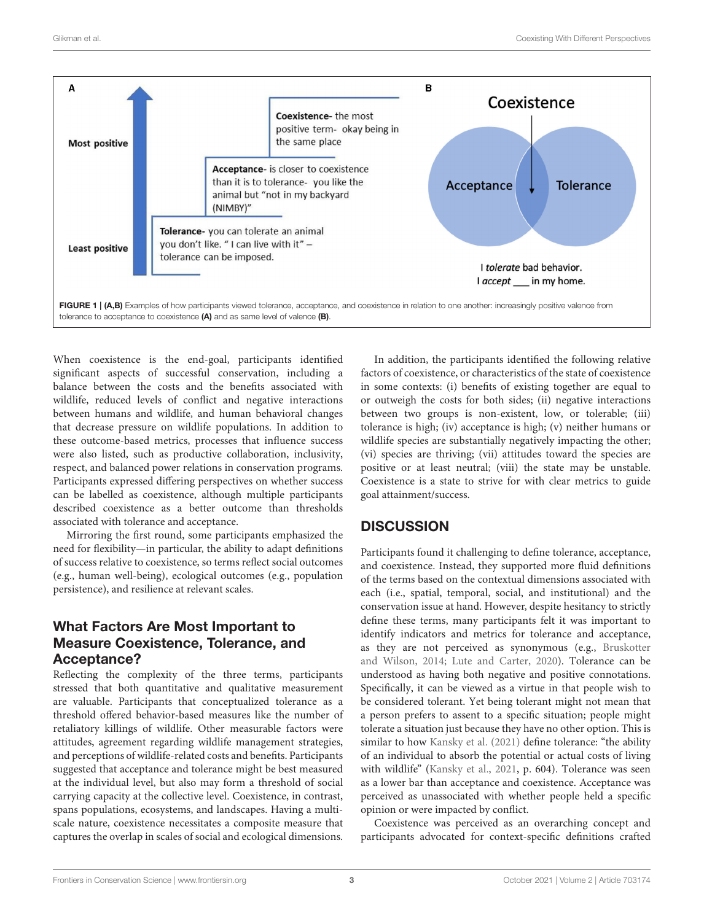**A**

Most positive

Least positive

**Coexistence-** the most positive term- okay being in the same place

**Acceptance-** is closer to coexistence than it is to tolerance- you like the animal but "not in my backyard (NIMBY)"

**Tolerance-** you can tolerate an animal you don't like. " I can live with it" – tolerance can be imposed.

**B**

Coexistence

Acceptance

Tolerance

I *tolerate* bad behavior.
I *accept* ___ in my home.

**FIGURE 1 | (A,B)** Examples of how participants viewed tolerance, acceptance, and coexistence in relation to one another: increasingly positive valence from tolerance to acceptance to coexistence **(A)** and as same level of valence **(B)**.

When coexistence is the end-goal, participants identified significant aspects of successful conservation, including a balance between the costs and the benefits associated with wildlife, reduced levels of conflict and negative interactions between humans and wildlife, and human behavioral changes that decrease pressure on wildlife populations. In addition to these outcome-based metrics, processes that influence success were also listed, such as productive collaboration, inclusivity, respect, and balanced power relations in conservation programs. Participants expressed differing perspectives on whether success can be labelled as coexistence, although multiple participants described coexistence as a better outcome than thresholds associated with tolerance and acceptance.

Mirroring the first round, some participants emphasized the need for flexibility—in particular, the ability to adapt definitions of success relative to coexistence, so terms reflect social outcomes (e.g., human well-being), ecological outcomes (e.g., population persistence), and resilience at relevant scales.

### What Factors Are Most Important to Measure Coexistence, Tolerance, and Acceptance?

Reflecting the complexity of the three terms, participants stressed that both quantitative and qualitative measurement are valuable. Participants that conceptualized tolerance as a threshold offered behavior-based measures like the number of retaliatory killings of wildlife. Other measurable factors were attitudes, agreement regarding wildlife management strategies, and perceptions of wildlife-related costs and benefits. Participants suggested that acceptance and tolerance might be best measured at the individual level, but also may form a threshold of social carrying capacity at the collective level. Coexistence, in contrast, spans populations, ecosystems, and landscapes. Having a multi-scale nature, coexistence necessitates a composite measure that captures the overlap in scales of social and ecological dimensions.

In addition, the participants identified the following relative factors of coexistence, or characteristics of the state of coexistence in some contexts: (i) benefits of existing together are equal to or outweigh the costs for both sides; (ii) negative interactions between two groups is non-existent, low, or tolerable; (iii) tolerance is high; (iv) acceptance is high; (v) neither humans or wildlife species are substantially negatively impacting the other; (vi) species are thriving; (vii) attitudes toward the species are positive or at least neutral; (viii) the state may be unstable. Coexistence is a state to strive for with clear metrics to guide goal attainment/success.

## DISCUSSION

Participants found it challenging to define tolerance, acceptance, and coexistence. Instead, they supported more fluid definitions of the terms based on the contextual dimensions associated with each (i.e., spatial, temporal, social, and institutional) and the conservation issue at hand. However, despite hesitancy to strictly define these terms, many participants felt it was important to identify indicators and metrics for tolerance and acceptance, as they are not perceived as synonymous (e.g., Bruskotter and Wilson, 2014; Lute and Carter, 2020). Tolerance can be understood as having both negative and positive connotations. Specifically, it can be viewed as a virtue in that people wish to be considered tolerant. Yet being tolerant might not mean that a person prefers to assent to a specific situation; people might tolerate a situation just because they have no other option. This is similar to how Kansky et al. (2021) define tolerance: "the ability of an individual to absorb the potential or actual costs of living with wildlife" (Kansky et al., 2021, p. 604). Tolerance was seen as a lower bar than acceptance and coexistence. Acceptance was perceived as unassociated with whether people held a specific opinion or were impacted by conflict.

Coexistence was perceived as an overarching concept and participants advocated for context-specific definitions crafted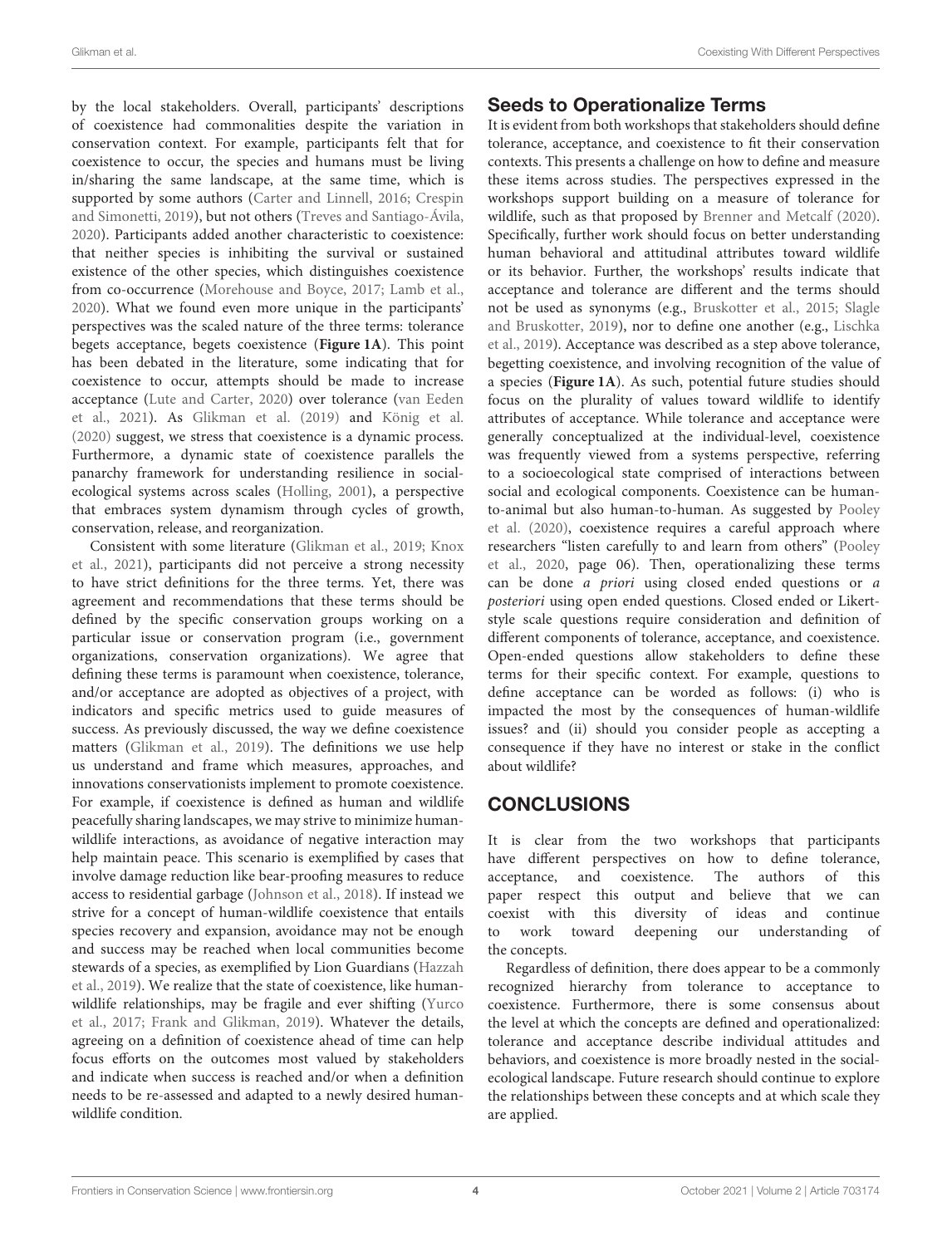by the local stakeholders. Overall, participants' descriptions of coexistence had commonalities despite the variation in conservation context. For example, participants felt that for coexistence to occur, the species and humans must be living in/sharing the same landscape, at the same time, which is supported by some authors (Carter and Linnell, 2016; Crespin and Simonetti, 2019), but not others (Treves and Santiago-Ávila, 2020). Participants added another characteristic to coexistence: that neither species is inhibiting the survival or sustained existence of the other species, which distinguishes coexistence from co-occurrence (Morehouse and Boyce, 2017; Lamb et al., 2020). What we found even more unique in the participants' perspectives was the scaled nature of the three terms: tolerance begets acceptance, begets coexistence (**Figure 1A**). This point has been debated in the literature, some indicating that for coexistence to occur, attempts should be made to increase acceptance (Lute and Carter, 2020) over tolerance (van Eeden et al., 2021). As Glikman et al. (2019) and König et al. (2020) suggest, we stress that coexistence is a dynamic process. Furthermore, a dynamic state of coexistence parallels the panarchy framework for understanding resilience in social-ecological systems across scales (Holling, 2001), a perspective that embraces system dynamism through cycles of growth, conservation, release, and reorganization.

Consistent with some literature (Glikman et al., 2019; Knox et al., 2021), participants did not perceive a strong necessity to have strict definitions for the three terms. Yet, there was agreement and recommendations that these terms should be defined by the specific conservation groups working on a particular issue or conservation program (i.e., government organizations, conservation organizations). We agree that defining these terms is paramount when coexistence, tolerance, and/or acceptance are adopted as objectives of a project, with indicators and specific metrics used to guide measures of success. As previously discussed, the way we define coexistence matters (Glikman et al., 2019). The definitions we use help us understand and frame which measures, approaches, and innovations conservationists implement to promote coexistence. For example, if coexistence is defined as human and wildlife peacefully sharing landscapes, we may strive to minimize human-wildlife interactions, as avoidance of negative interaction may help maintain peace. This scenario is exemplified by cases that involve damage reduction like bear-proofing measures to reduce access to residential garbage (Johnson et al., 2018). If instead we strive for a concept of human-wildlife coexistence that entails species recovery and expansion, avoidance may not be enough and success may be reached when local communities become stewards of a species, as exemplified by Lion Guardians (Hazzah et al., 2019). We realize that the state of coexistence, like human-wildlife relationships, may be fragile and ever shifting (Yurco et al., 2017; Frank and Glikman, 2019). Whatever the details, agreeing on a definition of coexistence ahead of time can help focus efforts on the outcomes most valued by stakeholders and indicate when success is reached and/or when a definition needs to be re-assessed and adapted to a newly desired human-wildlife condition.

## Seeds to Operationalize Terms

It is evident from both workshops that stakeholders should define tolerance, acceptance, and coexistence to fit their conservation contexts. This presents a challenge on how to define and measure these items across studies. The perspectives expressed in the workshops support building on a measure of tolerance for wildlife, such as that proposed by Brenner and Metcalf (2020). Specifically, further work should focus on better understanding human behavioral and attitudinal attributes toward wildlife or its behavior. Further, the workshops' results indicate that acceptance and tolerance are different and the terms should not be used as synonyms (e.g., Bruskotter et al., 2015; Slagle and Bruskotter, 2019), nor to define one another (e.g., Lischka et al., 2019). Acceptance was described as a step above tolerance, begetting coexistence, and involving recognition of the value of a species (**Figure 1A**). As such, potential future studies should focus on the plurality of values toward wildlife to identify attributes of acceptance. While tolerance and acceptance were generally conceptualized at the individual-level, coexistence was frequently viewed from a systems perspective, referring to a socioecological state comprised of interactions between social and ecological components. Coexistence can be human-to-animal but also human-to-human. As suggested by Pooley et al. (2020), coexistence requires a careful approach where researchers "listen carefully to and learn from others" (Pooley et al., 2020, page 06). Then, operationalizing these terms can be done *a priori* using closed ended questions or *a posteriori* using open ended questions. Closed ended or Likert-style scale questions require consideration and definition of different components of tolerance, acceptance, and coexistence. Open-ended questions allow stakeholders to define these terms for their specific context. For example, questions to define acceptance can be worded as follows: (i) who is impacted the most by the consequences of human-wildlife issues? and (ii) should you consider people as accepting a consequence if they have no interest or stake in the conflict about wildlife?

# CONCLUSIONS

It is clear from the two workshops that participants have different perspectives on how to define tolerance, acceptance, and coexistence. The authors of this paper respect this output and believe that we can coexist with this diversity of ideas and continue to work toward deepening our understanding of the concepts.

Regardless of definition, there does appear to be a commonly recognized hierarchy from tolerance to acceptance to coexistence. Furthermore, there is some consensus about the level at which the concepts are defined and operationalized: tolerance and acceptance describe individual attitudes and behaviors, and coexistence is more broadly nested in the social-ecological landscape. Future research should continue to explore the relationships between these concepts and at which scale they are applied.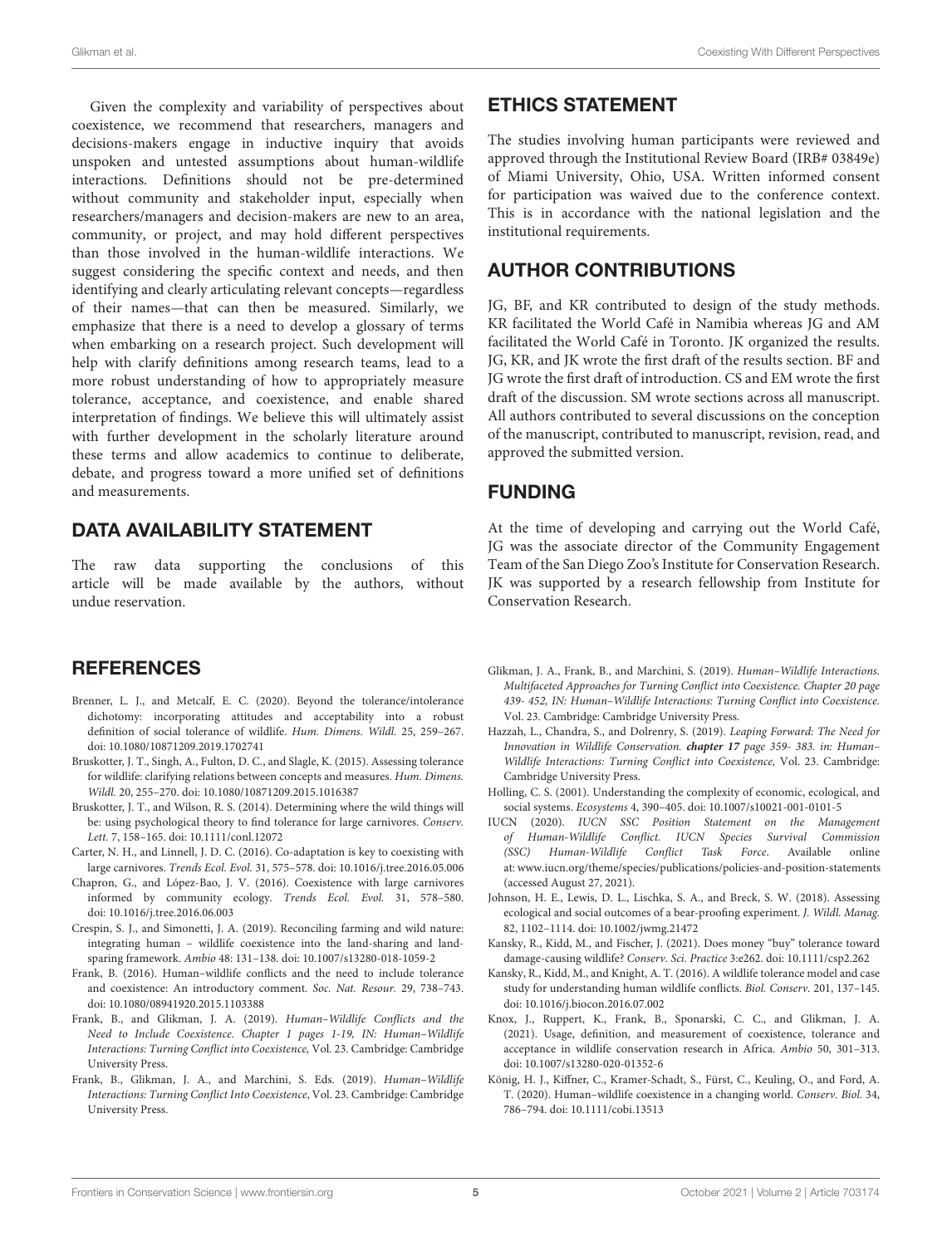Given the complexity and variability of perspectives about coexistence, we recommend that researchers, managers and decisions-makers engage in inductive inquiry that avoids unspoken and untested assumptions about human-wildlife interactions. Definitions should not be pre-determined without community and stakeholder input, especially when researchers/managers and decision-makers are new to an area, community, or project, and may hold different perspectives than those involved in the human-wildlife interactions. We suggest considering the specific context and needs, and then identifying and clearly articulating relevant concepts—regardless of their names—that can then be measured. Similarly, we emphasize that there is a need to develop a glossary of terms when embarking on a research project. Such development will help with clarify definitions among research teams, lead to a more robust understanding of how to appropriately measure tolerance, acceptance, and coexistence, and enable shared interpretation of findings. We believe this will ultimately assist with further development in the scholarly literature around these terms and allow academics to continue to deliberate, debate, and progress toward a more unified set of definitions and measurements.

## DATA AVAILABILITY STATEMENT

The raw data supporting the conclusions of this article will be made available by the authors, without undue reservation.

## ETHICS STATEMENT

The studies involving human participants were reviewed and approved through the Institutional Review Board (IRB# 03849e) of Miami University, Ohio, USA. Written informed consent for participation was waived due to the conference context. This is in accordance with the national legislation and the institutional requirements.

## AUTHOR CONTRIBUTIONS

JG, BF, and KR contributed to design of the study methods. KR facilitated the World Café in Namibia whereas JG and AM facilitated the World Café in Toronto. JK organized the results. JG, KR, and JK wrote the first draft of the results section. BF and JG wrote the first draft of introduction. CS and EM wrote the first draft of the discussion. SM wrote sections across all manuscript. All authors contributed to several discussions on the conception of the manuscript, contributed to manuscript, revision, read, and approved the submitted version.

## FUNDING

At the time of developing and carrying out the World Café, JG was the associate director of the Community Engagement Team of the San Diego Zoo's Institute for Conservation Research. JK was supported by a research fellowship from Institute for Conservation Research.

## REFERENCES

Brenner, L. J., and Metcalf, E. C. (2020). Beyond the tolerance/intolerance dichotomy: incorporating attitudes and acceptability into a robust definition of social tolerance of wildlife. *Hum. Dimens. Wildl.* 25, 259–267. doi: 10.1080/10871209.2019.1702741

Bruskotter, J. T., Singh, A., Fulton, D. C., and Slagle, K. (2015). Assessing tolerance for wildlife: clarifying relations between concepts and measures. *Hum. Dimens. Wildl.* 20, 255–270. doi: 10.1080/10871209.2015.1016387

Bruskotter, J. T., and Wilson, R. S. (2014). Determining where the wild things will be: using psychological theory to find tolerance for large carnivores. *Conserv. Lett.* 7, 158–165. doi: 10.1111/conl.12072

Carter, N. H., and Linnell, J. D. C. (2016). Co-adaptation is key to coexisting with large carnivores. *Trends Ecol. Evol.* 31, 575–578. doi: 10.1016/j.tree.2016.05.006

Chapron, G., and López-Bao, J. V. (2016). Coexistence with large carnivores informed by community ecology. *Trends Ecol. Evol.* 31, 578–580. doi: 10.1016/j.tree.2016.06.003

Crespin, S. J., and Simonetti, J. A. (2019). Reconciling farming and wild nature: integrating human – wildlife coexistence into the land-sharing and land-sparing framework. *Ambio* 48: 131–138. doi: 10.1007/s13280-018-1059-2

Frank, B. (2016). Human–wildlife conflicts and the need to include tolerance and coexistence: An introductory comment. *Soc. Nat. Resour.* 29, 738–743. doi: 10.1080/08941920.2015.1103388

Frank, B., and Glikman, J. A. (2019). *Human–Wildlife Conflicts and the Need to Include Coexistence. Chapter 1 pages 1-19, IN: Human–Wildlife Interactions: Turning Conflict into Coexistence,* Vol. 23. Cambridge: Cambridge University Press.

Frank, B., Glikman, J. A., and Marchini, S. Eds. (2019). *Human–Wildlife Interactions: Turning Conflict Into Coexistence*, Vol. 23. Cambridge: Cambridge University Press.

Glikman, J. A., Frank, B., and Marchini, S. (2019). *Human–Wildlife Interactions. Multifaceted Approaches for Turning Conflict into Coexistence. Chapter 20 page 439- 452, IN: Human–Wildlife Interactions: Turning Conflict into Coexistence.* Vol. 23. Cambridge: Cambridge University Press.

Hazzah, L., Chandra, S., and Dolrenry, S. (2019). *Leaping Forward: The Need for Innovation in Wildlife Conservation.* ***chapter 17*** *page 359- 383. in: Human–Wildlife Interactions: Turning Conflict into Coexistence,* Vol. 23. Cambridge: Cambridge University Press.

Holling, C. S. (2001). Understanding the complexity of economic, ecological, and social systems. *Ecosystems* 4, 390–405. doi: 10.1007/s10021-001-0101-5

IUCN (2020). *IUCN SSC Position Statement on the Management of Human-Wildlife Conflict. IUCN Species Survival Commission (SSC) Human-Wildlife Conflict Task Force*. Available online at: www.iucn.org/theme/species/publications/policies-and-position-statements (accessed August 27, 2021).

Johnson, H. E., Lewis, D. L., Lischka, S. A., and Breck, S. W. (2018). Assessing ecological and social outcomes of a bear-proofing experiment. *J. Wildl. Manag.* 82, 1102–1114. doi: 10.1002/jwmg.21472

Kansky, R., Kidd, M., and Fischer, J. (2021). Does money "buy" tolerance toward damage-causing wildlife? *Conserv. Sci. Practice* 3:e262. doi: 10.1111/csp2.262

Kansky, R., Kidd, M., and Knight, A. T. (2016). A wildlife tolerance model and case study for understanding human wildlife conflicts. *Biol. Conserv.* 201, 137–145. doi: 10.1016/j.biocon.2016.07.002

Knox, J., Ruppert, K., Frank, B., Sponarski, C. C., and Glikman, J. A. (2021). Usage, definition, and measurement of coexistence, tolerance and acceptance in wildlife conservation research in Africa. *Ambio* 50, 301–313. doi: 10.1007/s13280-020-01352-6

König, H. J., Kiffner, C., Kramer-Schadt, S., Fürst, C., Keuling, O., and Ford, A. T. (2020). Human–wildlife coexistence in a changing world. *Conserv. Biol.* 34, 786–794. doi: 10.1111/cobi.13513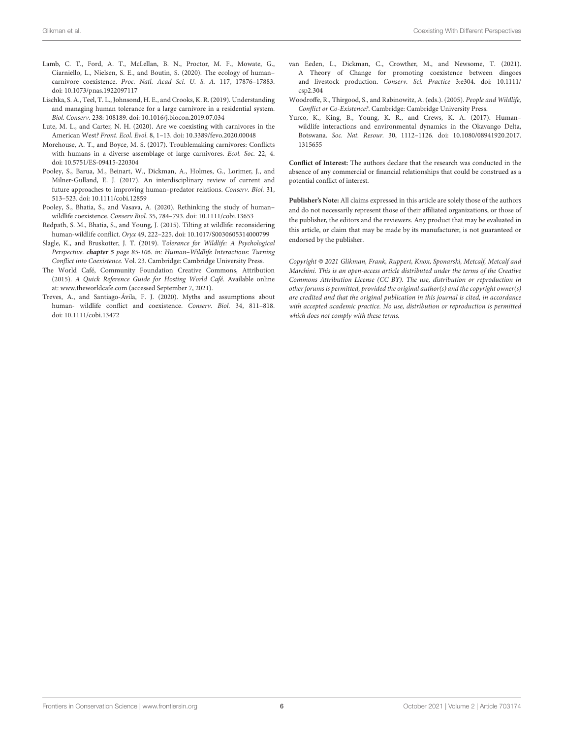Lamb, C. T., Ford, A. T., McLellan, B. N., Proctor, M. F., Mowate, G., Ciarniello, L., Nielsen, S. E., and Boutin, S. (2020). The ecology of human–carnivore coexistence. *Proc. Natl. Acad Sci. U. S. A.* 117, 17876–17883. doi: 10.1073/pnas.1922097117

Lischka, S. A., Teel, T. L., Johnsond, H. E., and Crooks, K. R. (2019). Understanding and managing human tolerance for a large carnivore in a residential system. *Biol. Conserv.* 238: 108189. doi: 10.1016/j.biocon.2019.07.034

Lute, M. L., and Carter, N. H. (2020). Are we coexisting with carnivores in the American West? *Front. Ecol. Evol.* 8, 1–13. doi: 10.3389/fevo.2020.00048

Morehouse, A. T., and Boyce, M. S. (2017). Troublemaking carnivores: Conflicts with humans in a diverse assemblage of large carnivores. *Ecol. Soc.* 22, 4. doi: 10.5751/ES-09415-220304

Pooley, S., Barua, M., Beinart, W., Dickman, A., Holmes, G., Lorimer, J., and Milner-Gulland, E. J. (2017). An interdisciplinary review of current and future approaches to improving human–predator relations. *Conserv. Biol.* 31, 513–523. doi: 10.1111/cobi.12859

Pooley, S., Bhatia, S., and Vasava, A. (2020). Rethinking the study of human–wildlife coexistence. *Conserv Biol.* 35, 784–793. doi: 10.1111/cobi.13653

Redpath, S. M., Bhatia, S., and Young, J. (2015). Tilting at wildlife: reconsidering human-wildlife conflict. *Oryx* 49, 222–225. doi: 10.1017/S0030605314000799

Slagle, K., and Bruskotter, J. T. (2019). T*olerance for Wildlife: A Psychological Perspective.* ***chapter 5*** *page 85-106. in: Human–Wildlife Interactions: Turning Conflict into Coexistence.* Vol. 23. Cambridge: Cambridge University Press.

The World Café, Community Foundation Creative Commons, Attribution (2015). *A Quick Reference Guide for Hosting World Café*. Available online at: www.theworldcafe.com (accessed September 7, 2021).

Treves, A., and Santiago-Ávila, F. J. (2020). Myths and assumptions about human- wildlife conflict and coexistence. *Conserv. Biol.* 34, 811–818. doi: 10.1111/cobi.13472

van Eeden, L., Dickman, C., Crowther, M., and Newsome, T. (2021). A Theory of Change for promoting coexistence between dingoes and livestock production. *Conserv. Sci. Practice* 3:e304. doi: 10.1111/csp2.304

Woodroffe, R., Thirgood, S., and Rabinowitz, A. (eds.). (2005). *People and Wildlife, Conflict or Co-Existence?*. Cambridge: Cambridge University Press.

Yurco, K., King, B., Young, K. R., and Crews, K. A. (2017). Human–wildlife interactions and environmental dynamics in the Okavango Delta, Botswana. *Soc. Nat. Resour.* 30, 1112–1126. doi: 10.1080/08941920.2017.1315655

**Conflict of Interest:** The authors declare that the research was conducted in the absence of any commercial or financial relationships that could be construed as a potential conflict of interest.

**Publisher's Note:** All claims expressed in this article are solely those of the authors and do not necessarily represent those of their affiliated organizations, or those of the publisher, the editors and the reviewers. Any product that may be evaluated in this article, or claim that may be made by its manufacturer, is not guaranteed or endorsed by the publisher.

*Copyright © 2021 Glikman, Frank, Ruppert, Knox, Sponarski, Metcalf, Metcalf and Marchini. This is an open-access article distributed under the terms of the Creative Commons Attribution License (CC BY). The use, distribution or reproduction in other forums is permitted, provided the original author(s) and the copyright owner(s) are credited and that the original publication in this journal is cited, in accordance with accepted academic practice. No use, distribution or reproduction is permitted which does not comply with these terms.*